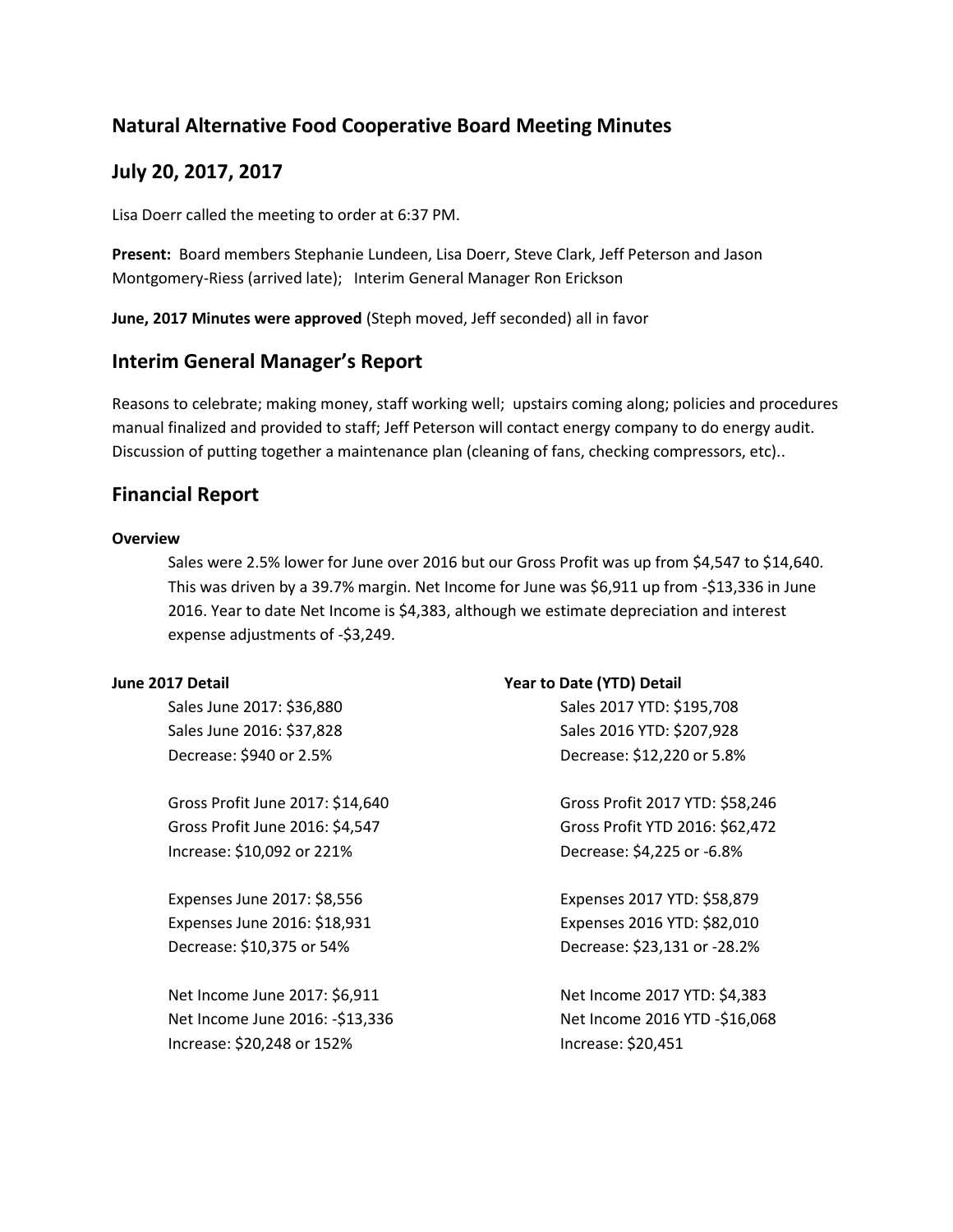## Natural Alternative Food Cooperative Board Meeting Minutes

## July 20, 2017, 2017

Lisa Doerr called the meeting to order at 6:37 PM.

**Present:** Board members Stephanie Lundeen, Lisa Doerr, Steve Clark, Jeff Peterson and Jason Montgomery-Riess (arrived late); Interim General Manager Ron Erickson

**June, 2017 Minutes were approved** (Steph moved, Jeff seconded) all in favor

## Interim General Manager's Report

Reasons to celebrate; making money, staff working well; upstairs coming along; policies and procedures manual finalized and provided to staff; Jeff Peterson will contact energy company to do energy audit. Discussion of putting together a maintenance plan (cleaning of fans, checking compressors, etc)..

## Financial Report

**Overview**

Sales were 2.5% lower for June over 2016 but our Gross Profit was up from $4,547 to $14,640. This was driven by a 39.7% margin. Net Income for June was $6,911 up from -$13,336 in June 2016. Year to date Net Income is $4,383, although we estimate depreciation and interest expense adjustments of -$3,249.

**June 2017 Detail**

Sales June 2017: $36,880
Sales June 2016: $37,828
Decrease: $940 or 2.5%

Gross Profit June 2017: $14,640
Gross Profit June 2016: $4,547
Increase: $10,092 or 221%

Expenses June 2017: $8,556
Expenses June 2016: $18,931
Decrease: $10,375 or 54%

Net Income June 2017: $6,911
Net Income June 2016: -$13,336
Increase: $20,248 or 152%

**Year to Date (YTD) Detail**

Sales 2017 YTD: $195,708
Sales 2016 YTD: $207,928
Decrease: $12,220 or 5.8%

Gross Profit 2017 YTD: $58,246
Gross Profit YTD 2016: $62,472
Decrease: $4,225 or -6.8%

Expenses 2017 YTD: $58,879
Expenses 2016 YTD: $82,010
Decrease: $23,131 or -28.2%

Net Income 2017 YTD: $4,383
Net Income 2016 YTD -$16,068
Increase: $20,451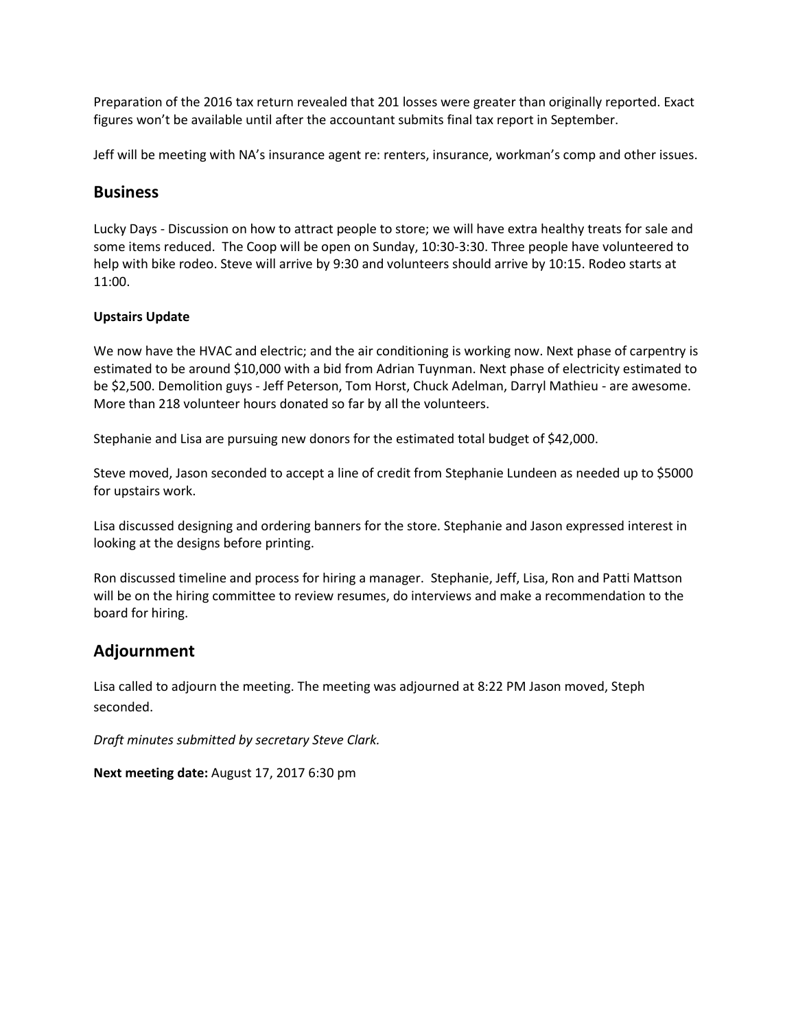Preparation of the 2016 tax return revealed that 201 losses were greater than originally reported. Exact figures won't be available until after the accountant submits final tax report in September.

Jeff will be meeting with NA's insurance agent re: renters, insurance, workman's comp and other issues.

## Business

Lucky Days - Discussion on how to attract people to store; we will have extra healthy treats for sale and some items reduced. The Coop will be open on Sunday, 10:30-3:30. Three people have volunteered to help with bike rodeo. Steve will arrive by 9:30 and volunteers should arrive by 10:15. Rodeo starts at 11:00.

**Upstairs Update**

We now have the HVAC and electric; and the air conditioning is working now. Next phase of carpentry is estimated to be around $10,000 with a bid from Adrian Tuynman. Next phase of electricity estimated to be $2,500. Demolition guys - Jeff Peterson, Tom Horst, Chuck Adelman, Darryl Mathieu - are awesome. More than 218 volunteer hours donated so far by all the volunteers.

Stephanie and Lisa are pursuing new donors for the estimated total budget of $42,000.

Steve moved, Jason seconded to accept a line of credit from Stephanie Lundeen as needed up to $5000 for upstairs work.

Lisa discussed designing and ordering banners for the store. Stephanie and Jason expressed interest in looking at the designs before printing.

Ron discussed timeline and process for hiring a manager. Stephanie, Jeff, Lisa, Ron and Patti Mattson will be on the hiring committee to review resumes, do interviews and make a recommendation to the board for hiring.

## Adjournment

Lisa called to adjourn the meeting. The meeting was adjourned at 8:22 PM Jason moved, Steph seconded.

*Draft minutes submitted by secretary Steve Clark.*

**Next meeting date:** August 17, 2017 6:30 pm